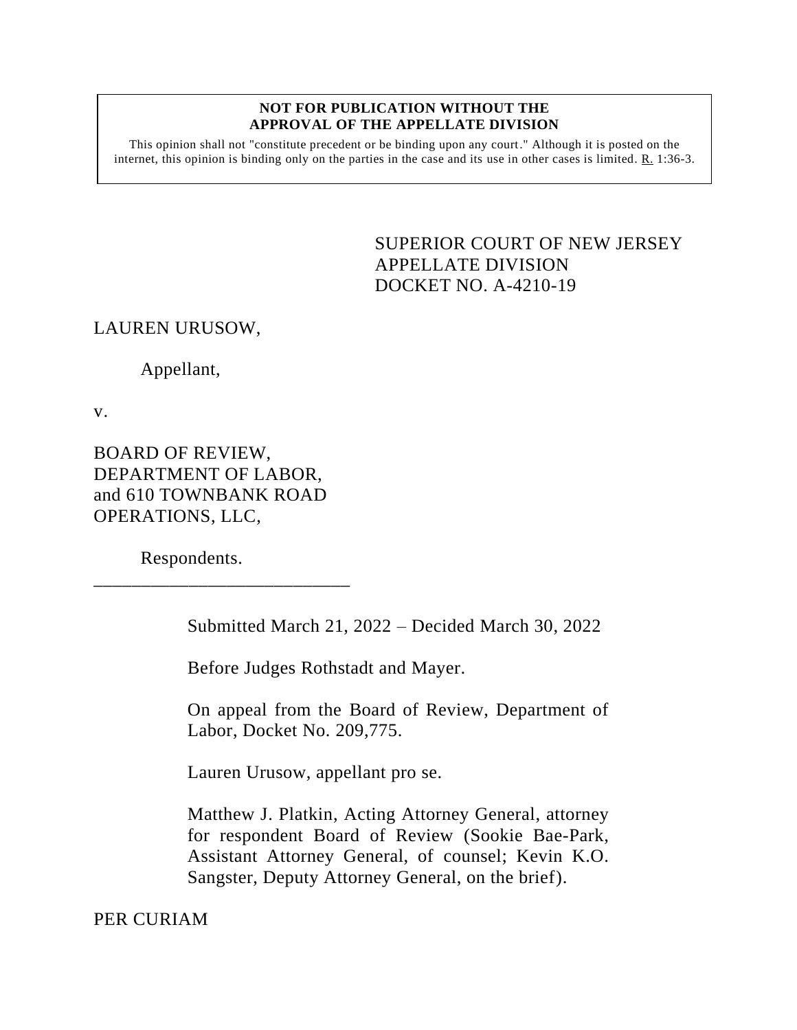**NOT FOR PUBLICATION WITHOUT THE APPROVAL OF THE APPELLATE DIVISION**

This opinion shall not "constitute precedent or be binding upon any court." Although it is posted on the internet, this opinion is binding only on the parties in the case and its use in other cases is limited. R. 1:36-3.

SUPERIOR COURT OF NEW JERSEY
APPELLATE DIVISION
DOCKET NO. A-4210-19

LAUREN URUSOW,

Appellant,

v.

BOARD OF REVIEW, DEPARTMENT OF LABOR, and 610 TOWNBANK ROAD OPERATIONS, LLC,

Respondents.

\_\_\_\_\_\_\_\_\_\_\_\_\_\_\_\_\_\_\_\_\_\_\_\_\_\_\_\_

Submitted March 21, 2022 – Decided March 30, 2022

Before Judges Rothstadt and Mayer.

On appeal from the Board of Review, Department of Labor, Docket No. 209,775.

Lauren Urusow, appellant pro se.

Matthew J. Platkin, Acting Attorney General, attorney for respondent Board of Review (Sookie Bae-Park, Assistant Attorney General, of counsel; Kevin K.O. Sangster, Deputy Attorney General, on the brief).

PER CURIAM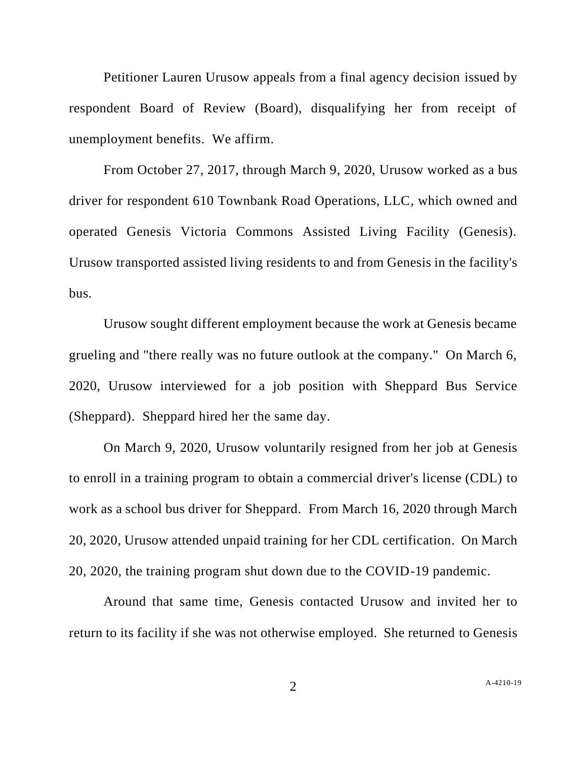Petitioner Lauren Urusow appeals from a final agency decision issued by respondent Board of Review (Board), disqualifying her from receipt of unemployment benefits. We affirm.

From October 27, 2017, through March 9, 2020, Urusow worked as a bus driver for respondent 610 Townbank Road Operations, LLC, which owned and operated Genesis Victoria Commons Assisted Living Facility (Genesis). Urusow transported assisted living residents to and from Genesis in the facility's bus.

Urusow sought different employment because the work at Genesis became grueling and "there really was no future outlook at the company." On March 6, 2020, Urusow interviewed for a job position with Sheppard Bus Service (Sheppard). Sheppard hired her the same day.

On March 9, 2020, Urusow voluntarily resigned from her job at Genesis to enroll in a training program to obtain a commercial driver's license (CDL) to work as a school bus driver for Sheppard. From March 16, 2020 through March 20, 2020, Urusow attended unpaid training for her CDL certification. On March 20, 2020, the training program shut down due to the COVID-19 pandemic.

Around that same time, Genesis contacted Urusow and invited her to return to its facility if she was not otherwise employed. She returned to Genesis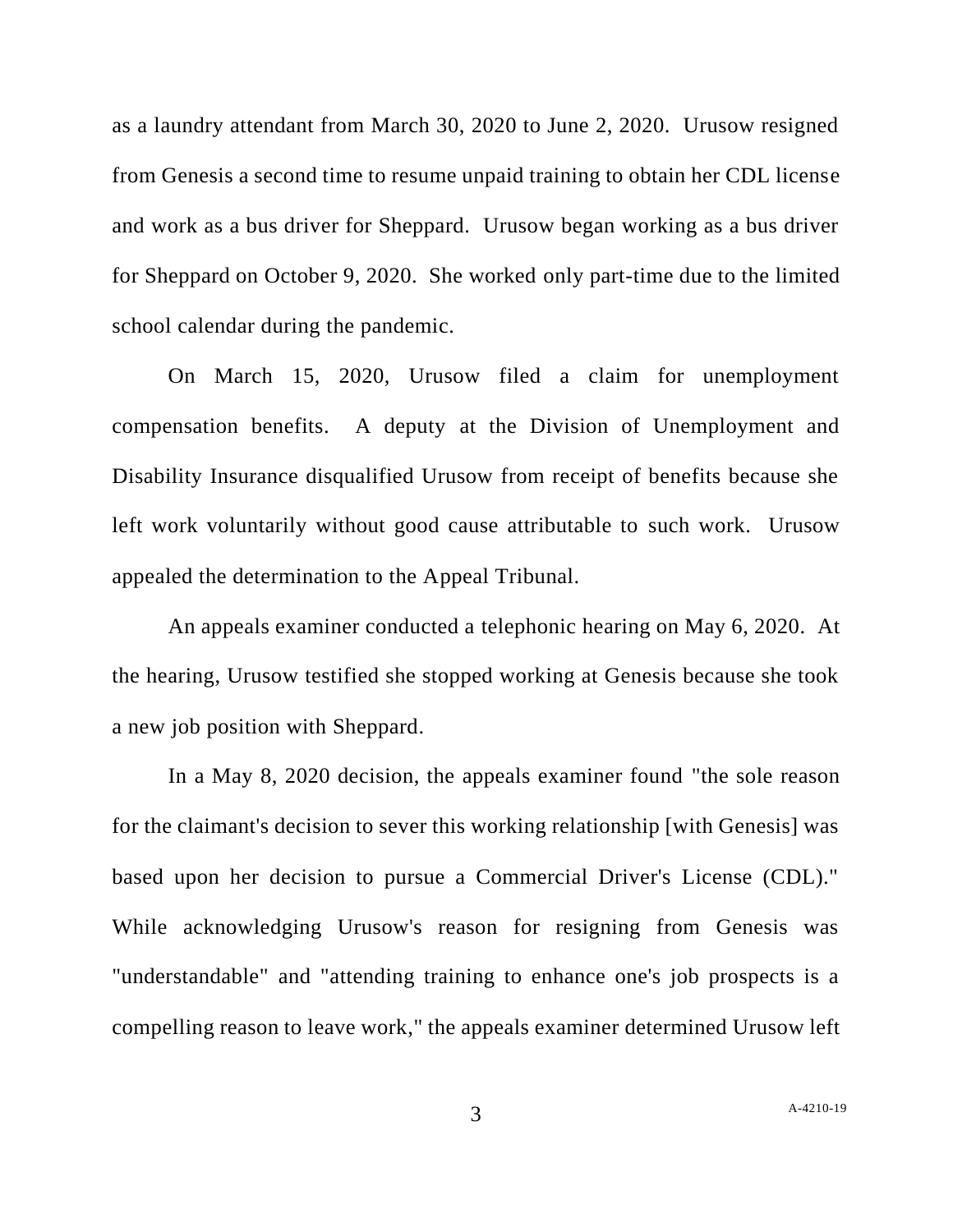as a laundry attendant from March 30, 2020 to June 2, 2020. Urusow resigned from Genesis a second time to resume unpaid training to obtain her CDL license and work as a bus driver for Sheppard. Urusow began working as a bus driver for Sheppard on October 9, 2020. She worked only part-time due to the limited school calendar during the pandemic.

On March 15, 2020, Urusow filed a claim for unemployment compensation benefits. A deputy at the Division of Unemployment and Disability Insurance disqualified Urusow from receipt of benefits because she left work voluntarily without good cause attributable to such work. Urusow appealed the determination to the Appeal Tribunal.

An appeals examiner conducted a telephonic hearing on May 6, 2020. At the hearing, Urusow testified she stopped working at Genesis because she took a new job position with Sheppard.

In a May 8, 2020 decision, the appeals examiner found "the sole reason for the claimant's decision to sever this working relationship [with Genesis] was based upon her decision to pursue a Commercial Driver's License (CDL)." While acknowledging Urusow's reason for resigning from Genesis was "understandable" and "attending training to enhance one's job prospects is a compelling reason to leave work," the appeals examiner determined Urusow left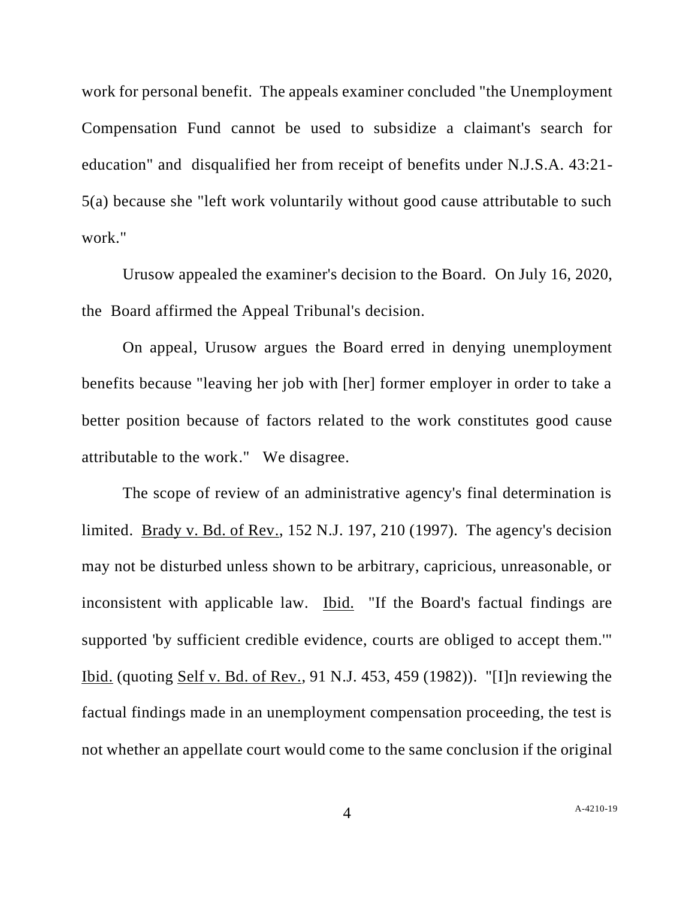work for personal benefit. The appeals examiner concluded "the Unemployment Compensation Fund cannot be used to subsidize a claimant's search for education" and disqualified her from receipt of benefits under N.J.S.A. 43:21-5(a) because she "left work voluntarily without good cause attributable to such work."

Urusow appealed the examiner's decision to the Board. On July 16, 2020, the Board affirmed the Appeal Tribunal's decision.

On appeal, Urusow argues the Board erred in denying unemployment benefits because "leaving her job with [her] former employer in order to take a better position because of factors related to the work constitutes good cause attributable to the work." We disagree.

The scope of review of an administrative agency's final determination is limited. Brady v. Bd. of Rev., 152 N.J. 197, 210 (1997). The agency's decision may not be disturbed unless shown to be arbitrary, capricious, unreasonable, or inconsistent with applicable law. Ibid. "If the Board's factual findings are supported 'by sufficient credible evidence, courts are obliged to accept them.'" Ibid. (quoting Self v. Bd. of Rev., 91 N.J. 453, 459 (1982)). "[I]n reviewing the factual findings made in an unemployment compensation proceeding, the test is not whether an appellate court would come to the same conclusion if the original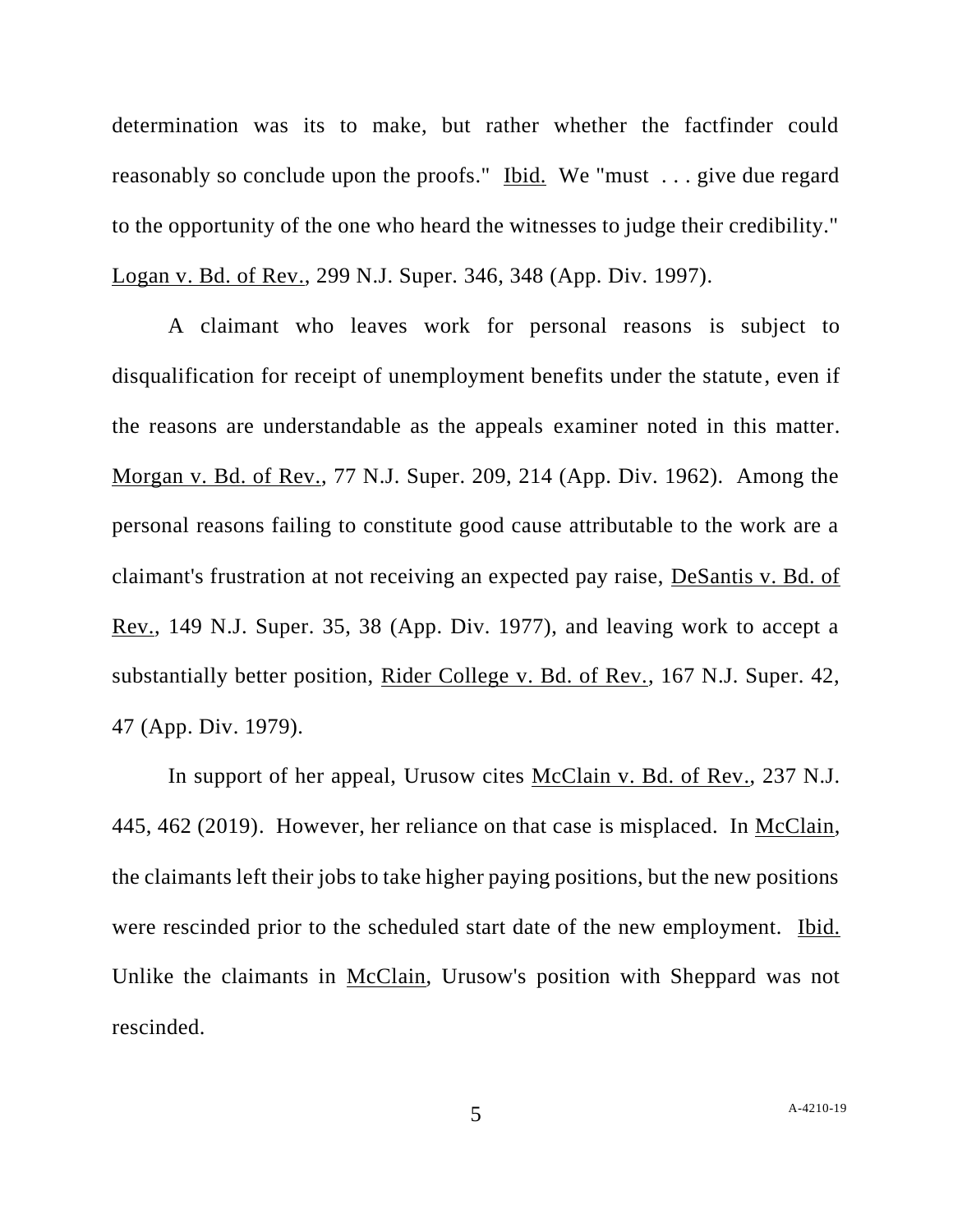determination was its to make, but rather whether the factfinder could reasonably so conclude upon the proofs." Ibid. We "must . . . give due regard to the opportunity of the one who heard the witnesses to judge their credibility." Logan v. Bd. of Rev., 299 N.J. Super. 346, 348 (App. Div. 1997).

A claimant who leaves work for personal reasons is subject to disqualification for receipt of unemployment benefits under the statute, even if the reasons are understandable as the appeals examiner noted in this matter. Morgan v. Bd. of Rev., 77 N.J. Super. 209, 214 (App. Div. 1962). Among the personal reasons failing to constitute good cause attributable to the work are a claimant's frustration at not receiving an expected pay raise, DeSantis v. Bd. of Rev., 149 N.J. Super. 35, 38 (App. Div. 1977), and leaving work to accept a substantially better position, Rider College v. Bd. of Rev., 167 N.J. Super. 42, 47 (App. Div. 1979).

In support of her appeal, Urusow cites McClain v. Bd. of Rev., 237 N.J. 445, 462 (2019). However, her reliance on that case is misplaced. In McClain, the claimants left their jobs to take higher paying positions, but the new positions were rescinded prior to the scheduled start date of the new employment. Ibid. Unlike the claimants in McClain, Urusow's position with Sheppard was not rescinded.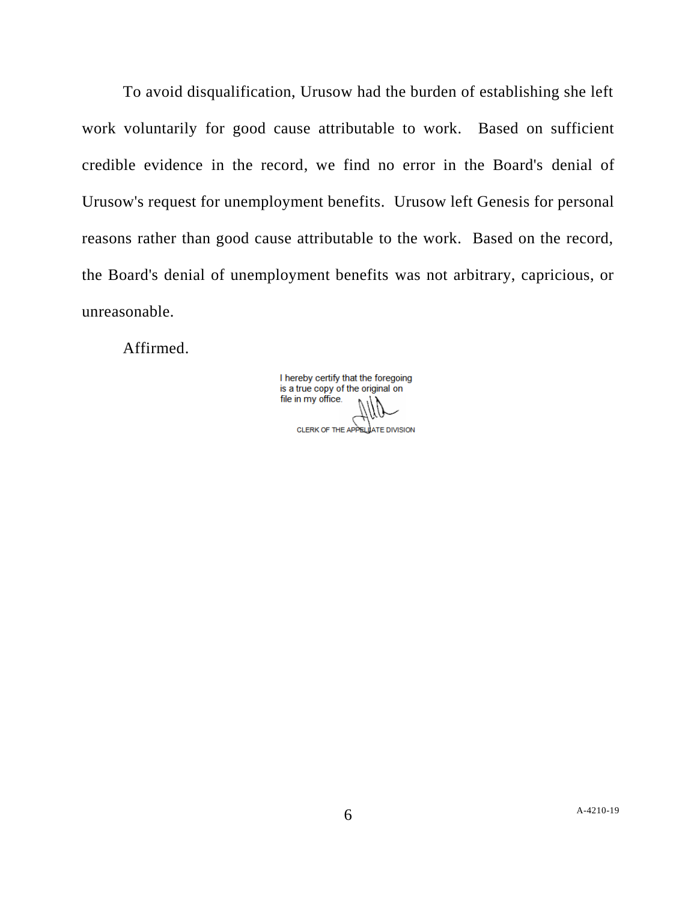To avoid disqualification, Urusow had the burden of establishing she left work voluntarily for good cause attributable to work. Based on sufficient credible evidence in the record, we find no error in the Board's denial of Urusow's request for unemployment benefits. Urusow left Genesis for personal reasons rather than good cause attributable to the work. Based on the record, the Board's denial of unemployment benefits was not arbitrary, capricious, or unreasonable.

Affirmed.

I hereby certify that the foregoing is a true copy of the original on file in my office.

CLERK OF THE APPELLATE DIVISION